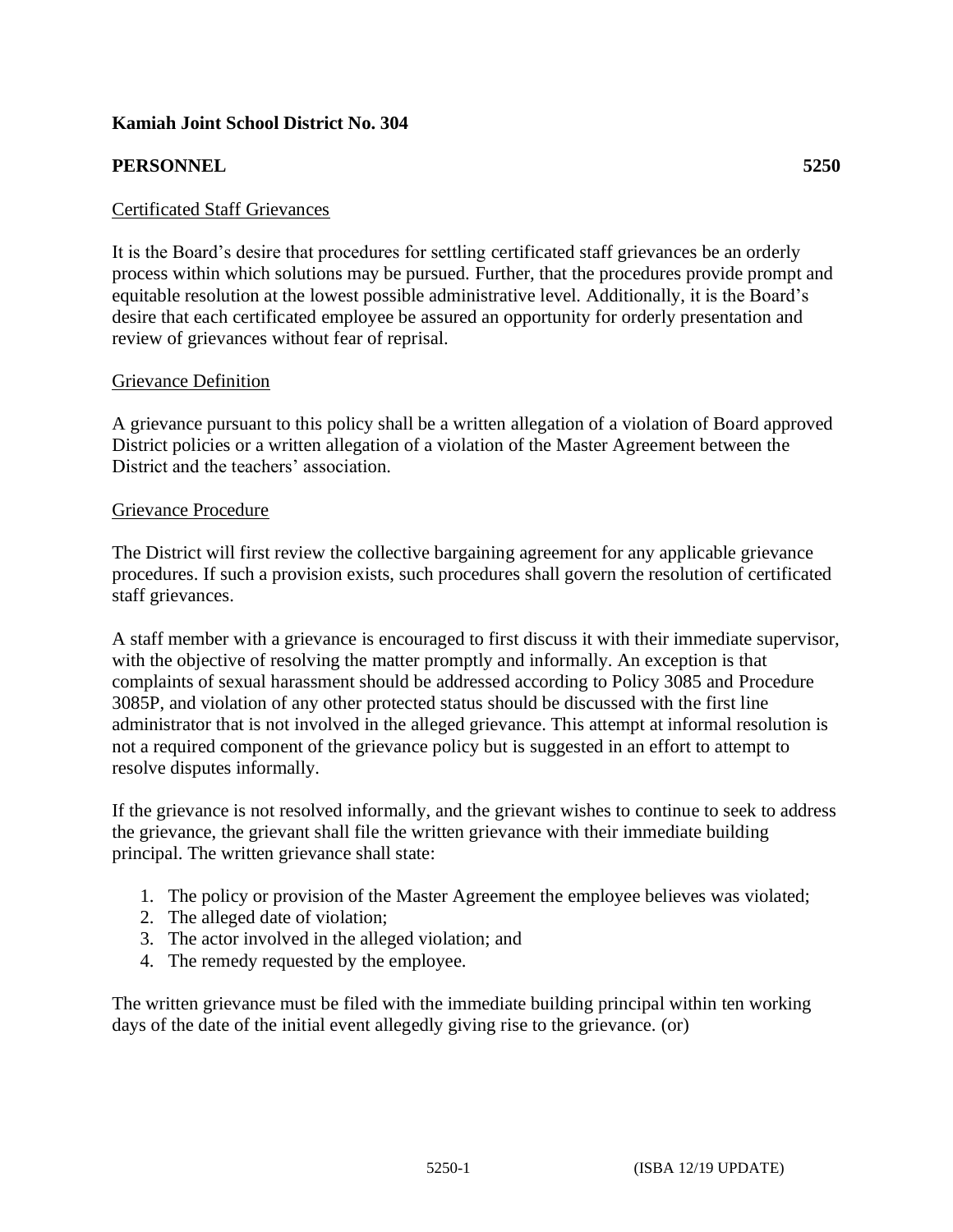**Kamiah Joint School District No. 304**

**PERSONNEL** **5250**

Certificated Staff Grievances

It is the Board's desire that procedures for settling certificated staff grievances be an orderly process within which solutions may be pursued. Further, that the procedures provide prompt and equitable resolution at the lowest possible administrative level. Additionally, it is the Board's desire that each certificated employee be assured an opportunity for orderly presentation and review of grievances without fear of reprisal.

Grievance Definition

A grievance pursuant to this policy shall be a written allegation of a violation of Board approved District policies or a written allegation of a violation of the Master Agreement between the District and the teachers' association.

Grievance Procedure

The District will first review the collective bargaining agreement for any applicable grievance procedures. If such a provision exists, such procedures shall govern the resolution of certificated staff grievances.

A staff member with a grievance is encouraged to first discuss it with their immediate supervisor, with the objective of resolving the matter promptly and informally. An exception is that complaints of sexual harassment should be addressed according to Policy 3085 and Procedure 3085P, and violation of any other protected status should be discussed with the first line administrator that is not involved in the alleged grievance. This attempt at informal resolution is not a required component of the grievance policy but is suggested in an effort to attempt to resolve disputes informally.

If the grievance is not resolved informally, and the grievant wishes to continue to seek to address the grievance, the grievant shall file the written grievance with their immediate building principal. The written grievance shall state:

1. The policy or provision of the Master Agreement the employee believes was violated;
2. The alleged date of violation;
3. The actor involved in the alleged violation; and
4. The remedy requested by the employee.

The written grievance must be filed with the immediate building principal within ten working days of the date of the initial event allegedly giving rise to the grievance. (or)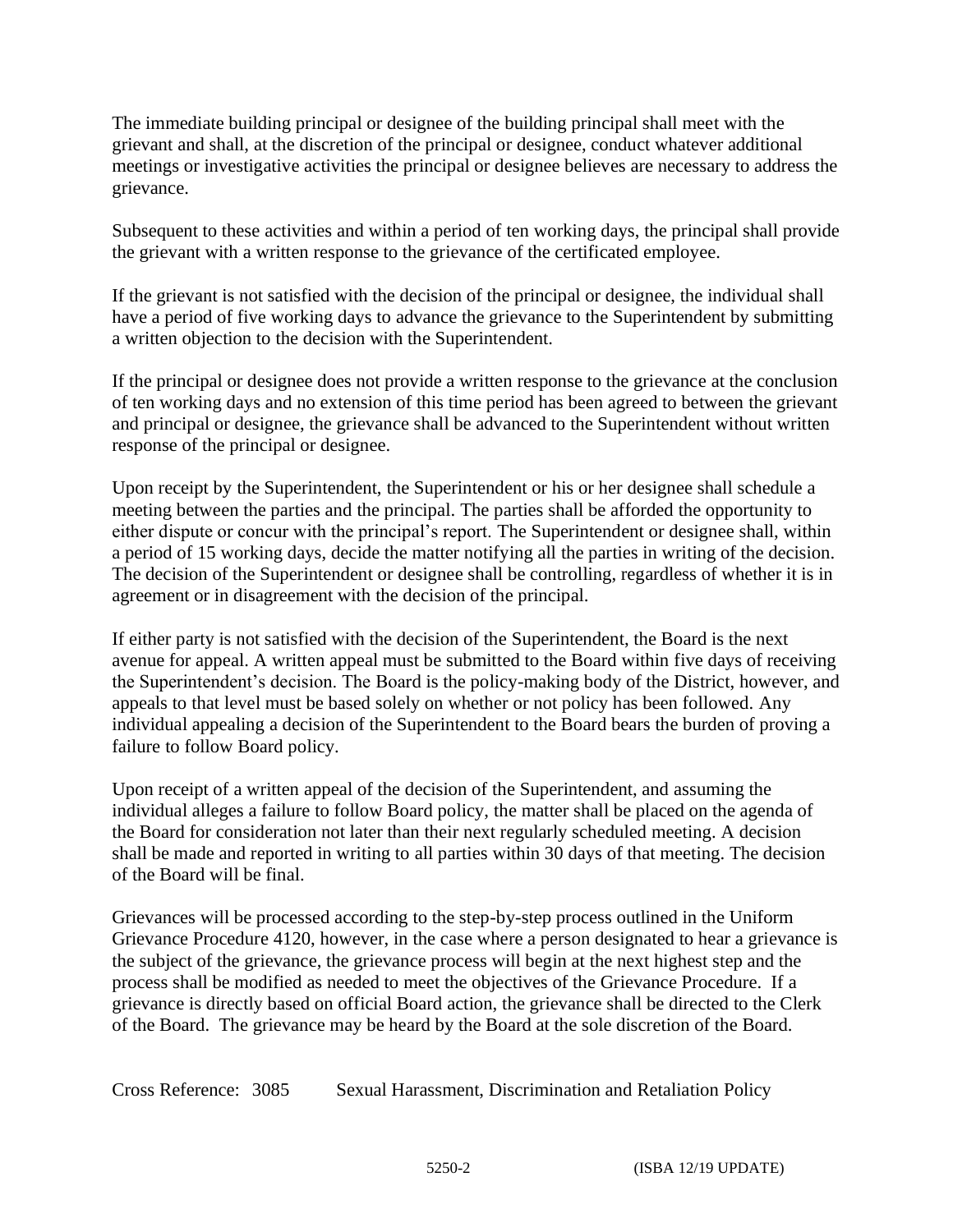The immediate building principal or designee of the building principal shall meet with the grievant and shall, at the discretion of the principal or designee, conduct whatever additional meetings or investigative activities the principal or designee believes are necessary to address the grievance.

Subsequent to these activities and within a period of ten working days, the principal shall provide the grievant with a written response to the grievance of the certificated employee.

If the grievant is not satisfied with the decision of the principal or designee, the individual shall have a period of five working days to advance the grievance to the Superintendent by submitting a written objection to the decision with the Superintendent.

If the principal or designee does not provide a written response to the grievance at the conclusion of ten working days and no extension of this time period has been agreed to between the grievant and principal or designee, the grievance shall be advanced to the Superintendent without written response of the principal or designee.

Upon receipt by the Superintendent, the Superintendent or his or her designee shall schedule a meeting between the parties and the principal. The parties shall be afforded the opportunity to either dispute or concur with the principal's report. The Superintendent or designee shall, within a period of 15 working days, decide the matter notifying all the parties in writing of the decision. The decision of the Superintendent or designee shall be controlling, regardless of whether it is in agreement or in disagreement with the decision of the principal.

If either party is not satisfied with the decision of the Superintendent, the Board is the next avenue for appeal. A written appeal must be submitted to the Board within five days of receiving the Superintendent's decision. The Board is the policy-making body of the District, however, and appeals to that level must be based solely on whether or not policy has been followed. Any individual appealing a decision of the Superintendent to the Board bears the burden of proving a failure to follow Board policy.

Upon receipt of a written appeal of the decision of the Superintendent, and assuming the individual alleges a failure to follow Board policy, the matter shall be placed on the agenda of the Board for consideration not later than their next regularly scheduled meeting. A decision shall be made and reported in writing to all parties within 30 days of that meeting. The decision of the Board will be final.

Grievances will be processed according to the step-by-step process outlined in the Uniform Grievance Procedure 4120, however, in the case where a person designated to hear a grievance is the subject of the grievance, the grievance process will begin at the next highest step and the process shall be modified as needed to meet the objectives of the Grievance Procedure. If a grievance is directly based on official Board action, the grievance shall be directed to the Clerk of the Board. The grievance may be heard by the Board at the sole discretion of the Board.

Cross Reference: 3085 Sexual Harassment, Discrimination and Retaliation Policy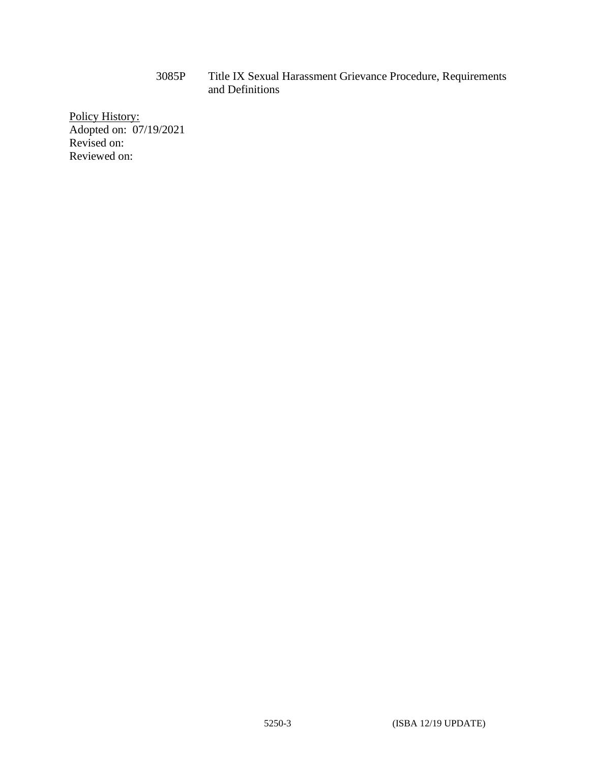3085P Title IX Sexual Harassment Grievance Procedure, Requirements and Definitions

Policy History:
Adopted on: 07/19/2021
Revised on:
Reviewed on: